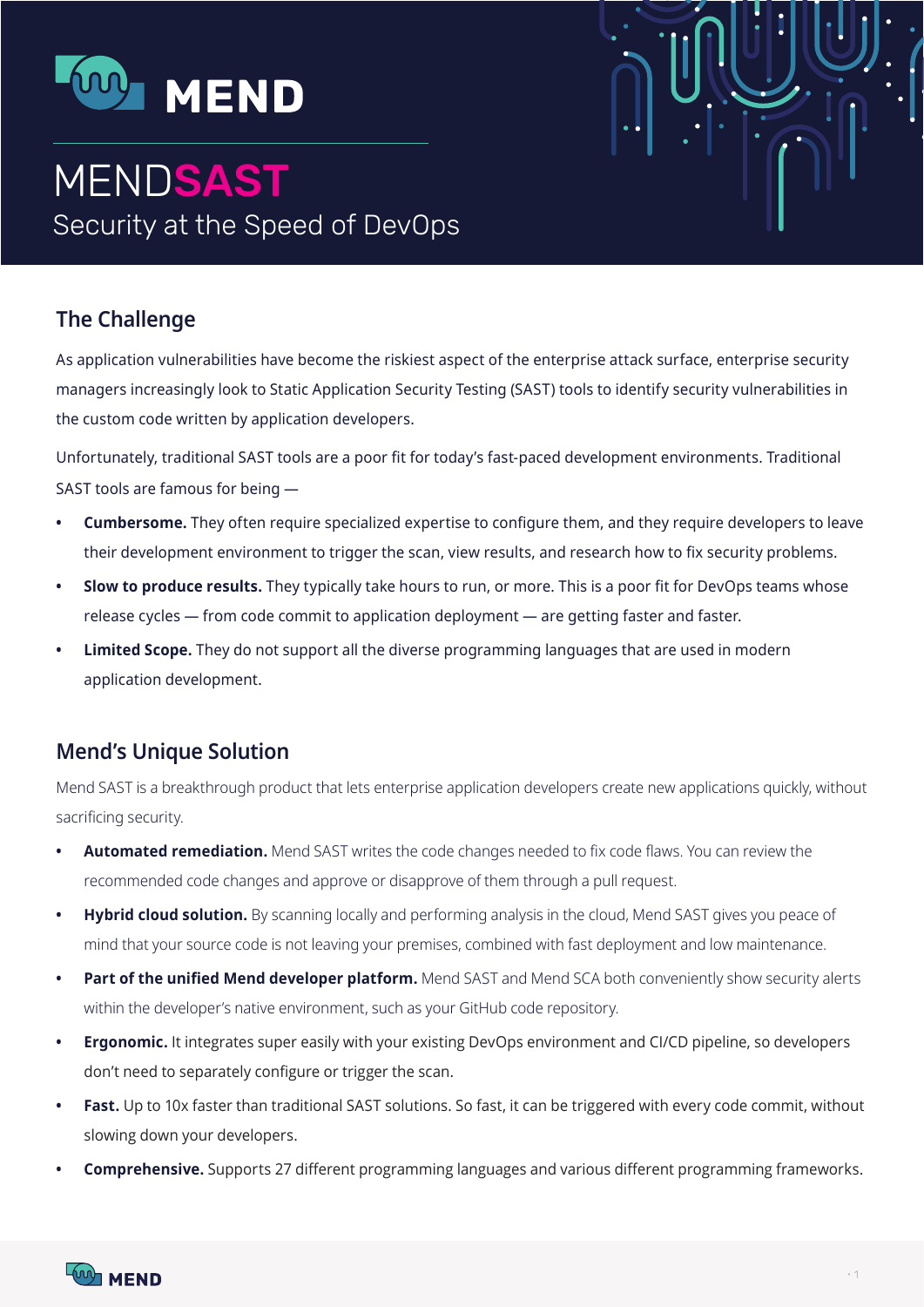# MENDSAST

Security at the Speed of DevOps

## The Challenge

As application vulnerabilities have become the riskiest aspect of the enterprise attack surface, enterprise security managers increasingly look to Static Application Security Testing (SAST) tools to identify security vulnerabilities in the custom code written by application developers.

Unfortunately, traditional SAST tools are a poor fit for today's fast-paced development environments. Traditional SAST tools are famous for being —

- **Cumbersome.** They often require specialized expertise to configure them, and they require developers to leave their development environment to trigger the scan, view results, and research how to fix security problems.
- **Slow to produce results.** They typically take hours to run, or more. This is a poor fit for DevOps teams whose release cycles — from code commit to application deployment — are getting faster and faster.
- **Limited Scope.** They do not support all the diverse programming languages that are used in modern application development.

## Mend's Unique Solution

Mend SAST is a breakthrough product that lets enterprise application developers create new applications quickly, without sacrificing security.

- **Automated remediation.** Mend SAST writes the code changes needed to fix code flaws. You can review the recommended code changes and approve or disapprove of them through a pull request.
- **Hybrid cloud solution.** By scanning locally and performing analysis in the cloud, Mend SAST gives you peace of mind that your source code is not leaving your premises, combined with fast deployment and low maintenance.
- **Part of the unified Mend developer platform.** Mend SAST and Mend SCA both conveniently show security alerts within the developer's native environment, such as your GitHub code repository.
- **Ergonomic.** It integrates super easily with your existing DevOps environment and CI/CD pipeline, so developers don't need to separately configure or trigger the scan.
- **Fast.** Up to 10x faster than traditional SAST solutions. So fast, it can be triggered with every code commit, without slowing down your developers.
- **Comprehensive.** Supports 27 different programming languages and various different programming frameworks.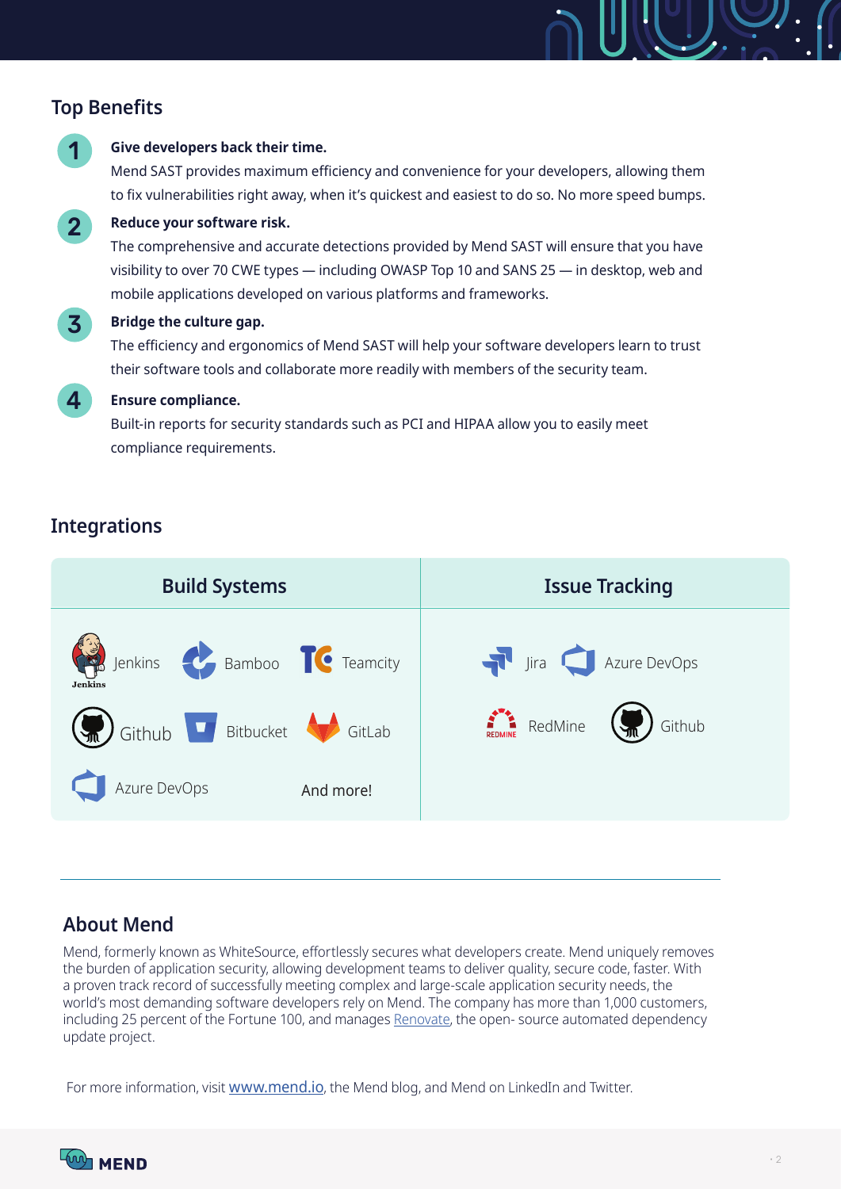## Top Benefits

1. **Give developers back their time.**
   Mend SAST provides maximum efficiency and convenience for your developers, allowing them to fix vulnerabilities right away, when it's quickest and easiest to do so. No more speed bumps.

2. **Reduce your software risk.**
   The comprehensive and accurate detections provided by Mend SAST will ensure that you have visibility to over 70 CWE types — including OWASP Top 10 and SANS 25 — in desktop, web and mobile applications developed on various platforms and frameworks.

3. **Bridge the culture gap.**
   The efficiency and ergonomics of Mend SAST will help your software developers learn to trust their software tools and collaborate more readily with members of the security team.

4. **Ensure compliance.**
   Built-in reports for security standards such as PCI and HIPAA allow you to easily meet compliance requirements.

## Integrations

| Build Systems | Issue Tracking |
|---|---|
| Jenkins, Bamboo, Teamcity, Github, Bitbucket, GitLab, Azure DevOps, And more! | Jira, Azure DevOps, RedMine, Github |

## About Mend

Mend, formerly known as WhiteSource, effortlessly secures what developers create. Mend uniquely removes the burden of application security, allowing development teams to deliver quality, secure code, faster. With a proven track record of successfully meeting complex and large-scale application security needs, the world's most demanding software developers rely on Mend. The company has more than 1,000 customers, including 25 percent of the Fortune 100, and manages Renovate, the open- source automated dependency update project.

For more information, visit www.mend.io, the Mend blog, and Mend on LinkedIn and Twitter.

MEND